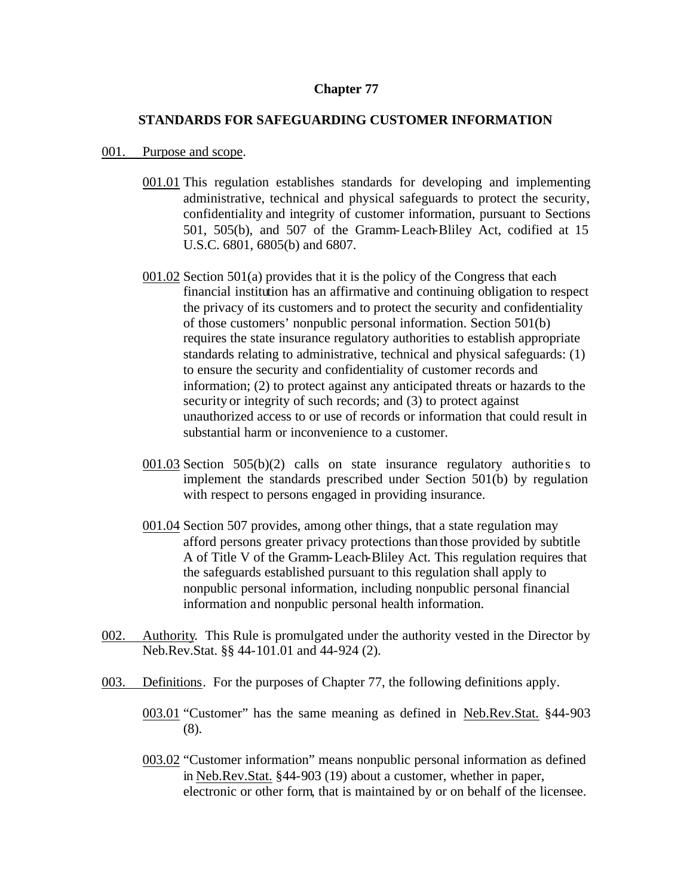# Chapter 77

## STANDARDS FOR SAFEGUARDING CUSTOMER INFORMATION

001. Purpose and scope.

001.01 This regulation establishes standards for developing and implementing administrative, technical and physical safeguards to protect the security, confidentiality and integrity of customer information, pursuant to Sections 501, 505(b), and 507 of the Gramm-Leach-Bliley Act, codified at 15 U.S.C. 6801, 6805(b) and 6807.

001.02 Section 501(a) provides that it is the policy of the Congress that each financial institution has an affirmative and continuing obligation to respect the privacy of its customers and to protect the security and confidentiality of those customers' nonpublic personal information. Section 501(b) requires the state insurance regulatory authorities to establish appropriate standards relating to administrative, technical and physical safeguards: (1) to ensure the security and confidentiality of customer records and information; (2) to protect against any anticipated threats or hazards to the security or integrity of such records; and (3) to protect against unauthorized access to or use of records or information that could result in substantial harm or inconvenience to a customer.

001.03 Section 505(b)(2) calls on state insurance regulatory authorities to implement the standards prescribed under Section 501(b) by regulation with respect to persons engaged in providing insurance.

001.04 Section 507 provides, among other things, that a state regulation may afford persons greater privacy protections than those provided by subtitle A of Title V of the Gramm-Leach-Bliley Act. This regulation requires that the safeguards established pursuant to this regulation shall apply to nonpublic personal information, including nonpublic personal financial information and nonpublic personal health information.

002. Authority. This Rule is promulgated under the authority vested in the Director by Neb.Rev.Stat. §§ 44-101.01 and 44-924 (2).

003. Definitions. For the purposes of Chapter 77, the following definitions apply.

003.01 "Customer" has the same meaning as defined in Neb.Rev.Stat. §44-903 (8).

003.02 "Customer information" means nonpublic personal information as defined in Neb.Rev.Stat. §44-903 (19) about a customer, whether in paper, electronic or other form, that is maintained by or on behalf of the licensee.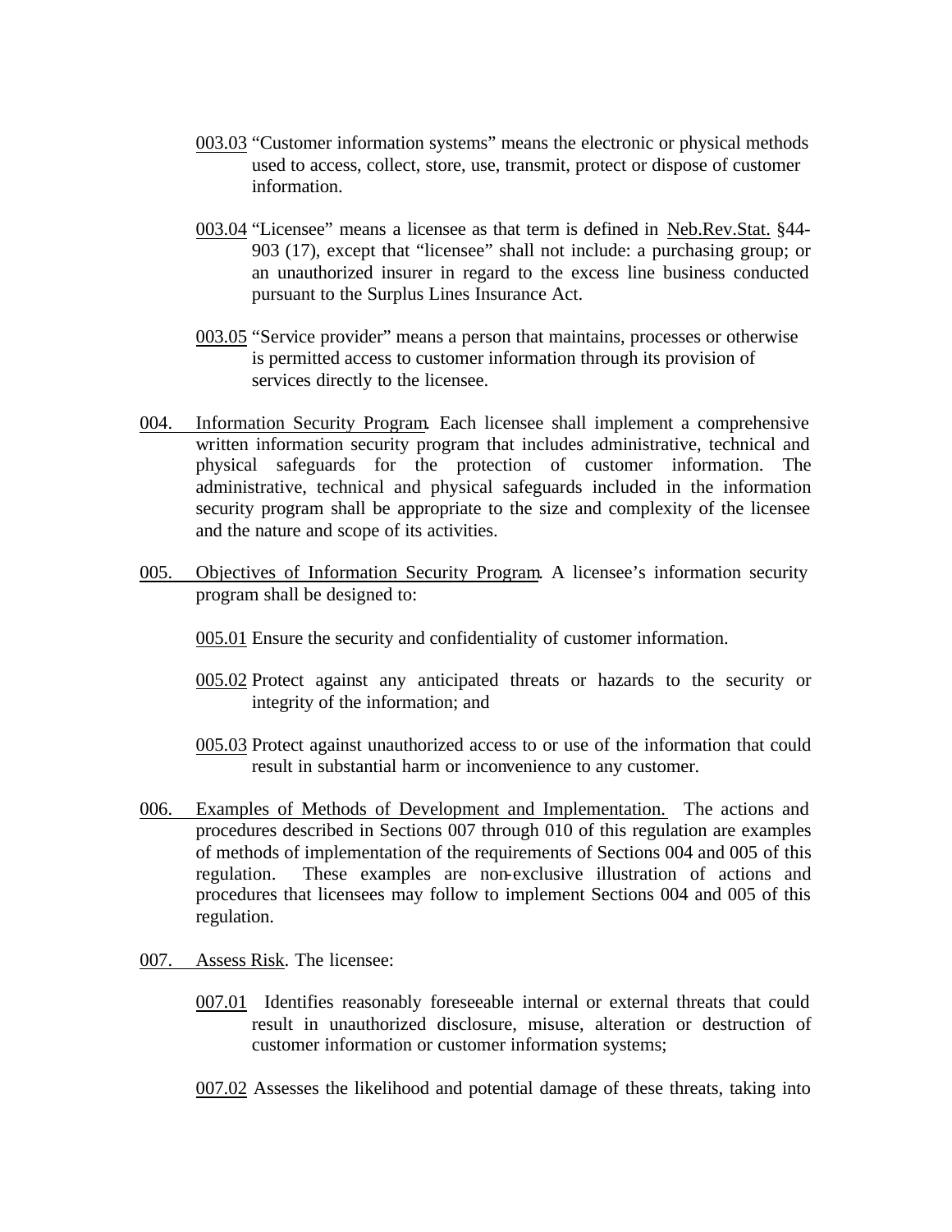003.03 "Customer information systems" means the electronic or physical methods used to access, collect, store, use, transmit, protect or dispose of customer information.

003.04 "Licensee" means a licensee as that term is defined in Neb.Rev.Stat. §44-903 (17), except that "licensee" shall not include: a purchasing group; or an unauthorized insurer in regard to the excess line business conducted pursuant to the Surplus Lines Insurance Act.

003.05 "Service provider" means a person that maintains, processes or otherwise is permitted access to customer information through its provision of services directly to the licensee.

004. Information Security Program. Each licensee shall implement a comprehensive written information security program that includes administrative, technical and physical safeguards for the protection of customer information. The administrative, technical and physical safeguards included in the information security program shall be appropriate to the size and complexity of the licensee and the nature and scope of its activities.

005. Objectives of Information Security Program. A licensee's information security program shall be designed to:

005.01 Ensure the security and confidentiality of customer information.

005.02 Protect against any anticipated threats or hazards to the security or integrity of the information; and

005.03 Protect against unauthorized access to or use of the information that could result in substantial harm or inconvenience to any customer.

006. Examples of Methods of Development and Implementation. The actions and procedures described in Sections 007 through 010 of this regulation are examples of methods of implementation of the requirements of Sections 004 and 005 of this regulation. These examples are non-exclusive illustration of actions and procedures that licensees may follow to implement Sections 004 and 005 of this regulation.

007. Assess Risk. The licensee:

007.01 Identifies reasonably foreseeable internal or external threats that could result in unauthorized disclosure, misuse, alteration or destruction of customer information or customer information systems;

007.02 Assesses the likelihood and potential damage of these threats, taking into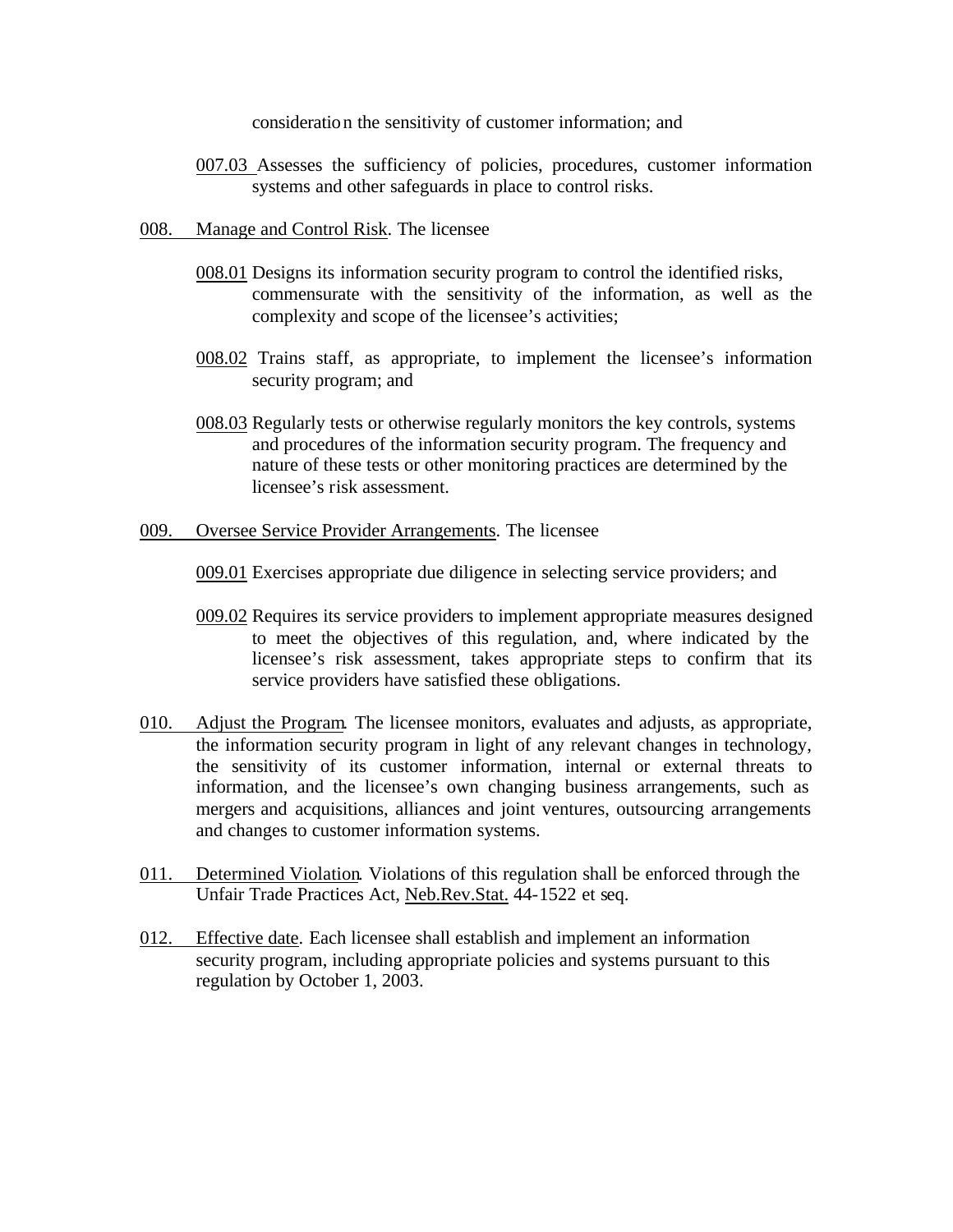consideration the sensitivity of customer information; and

007.03 Assesses the sufficiency of policies, procedures, customer information systems and other safeguards in place to control risks.

008. Manage and Control Risk. The licensee

008.01 Designs its information security program to control the identified risks, commensurate with the sensitivity of the information, as well as the complexity and scope of the licensee's activities;

008.02 Trains staff, as appropriate, to implement the licensee's information security program; and

008.03 Regularly tests or otherwise regularly monitors the key controls, systems and procedures of the information security program. The frequency and nature of these tests or other monitoring practices are determined by the licensee's risk assessment.

009. Oversee Service Provider Arrangements. The licensee

009.01 Exercises appropriate due diligence in selecting service providers; and

009.02 Requires its service providers to implement appropriate measures designed to meet the objectives of this regulation, and, where indicated by the licensee's risk assessment, takes appropriate steps to confirm that its service providers have satisfied these obligations.

010. Adjust the Program. The licensee monitors, evaluates and adjusts, as appropriate, the information security program in light of any relevant changes in technology, the sensitivity of its customer information, internal or external threats to information, and the licensee's own changing business arrangements, such as mergers and acquisitions, alliances and joint ventures, outsourcing arrangements and changes to customer information systems.

011. Determined Violation. Violations of this regulation shall be enforced through the Unfair Trade Practices Act, Neb.Rev.Stat. 44-1522 et seq.

012. Effective date. Each licensee shall establish and implement an information security program, including appropriate policies and systems pursuant to this regulation by October 1, 2003.